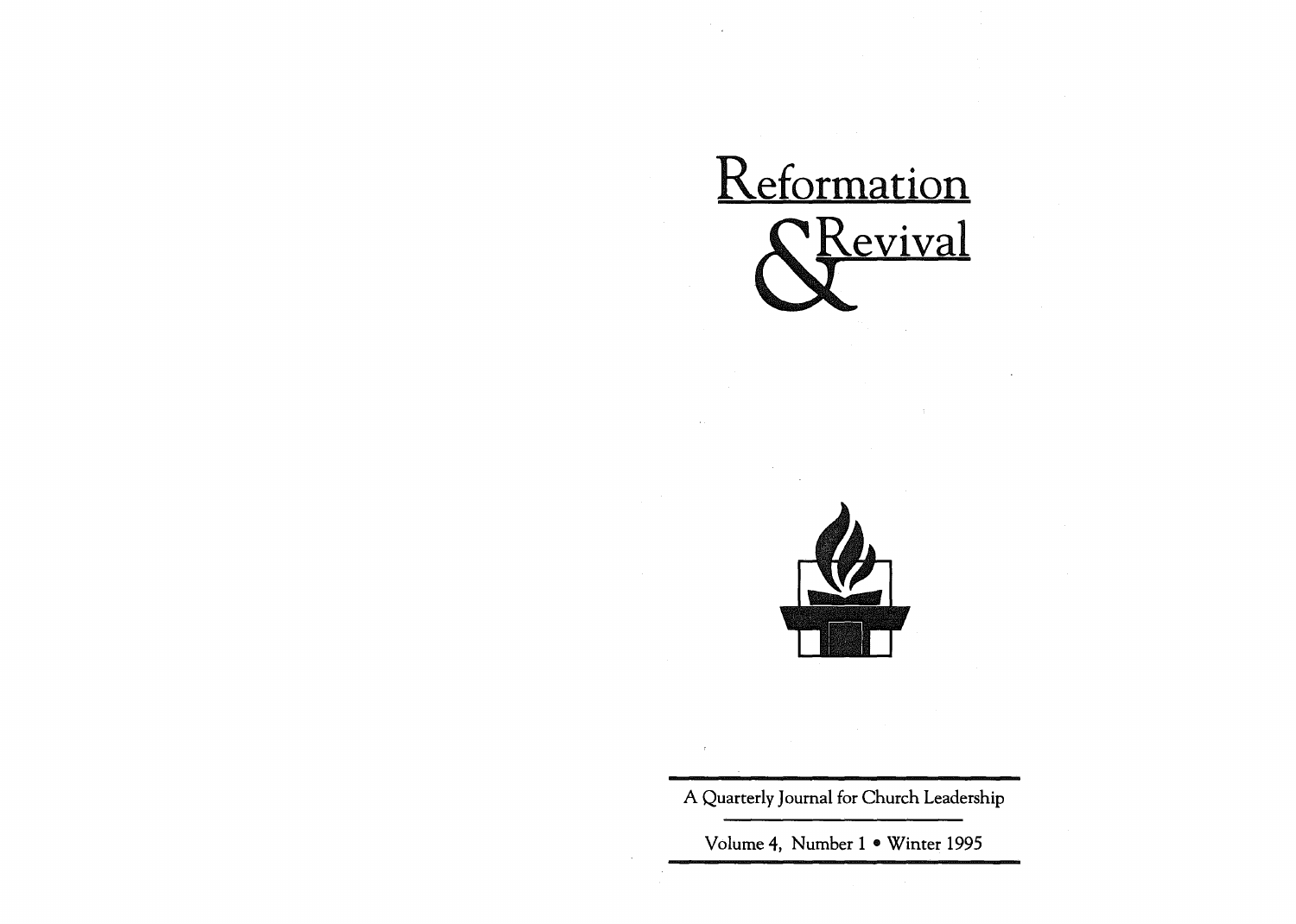# Reformation & Revival

A Quarterly Journal for Church Leadership

Volume 4, Number 1 • Winter 1995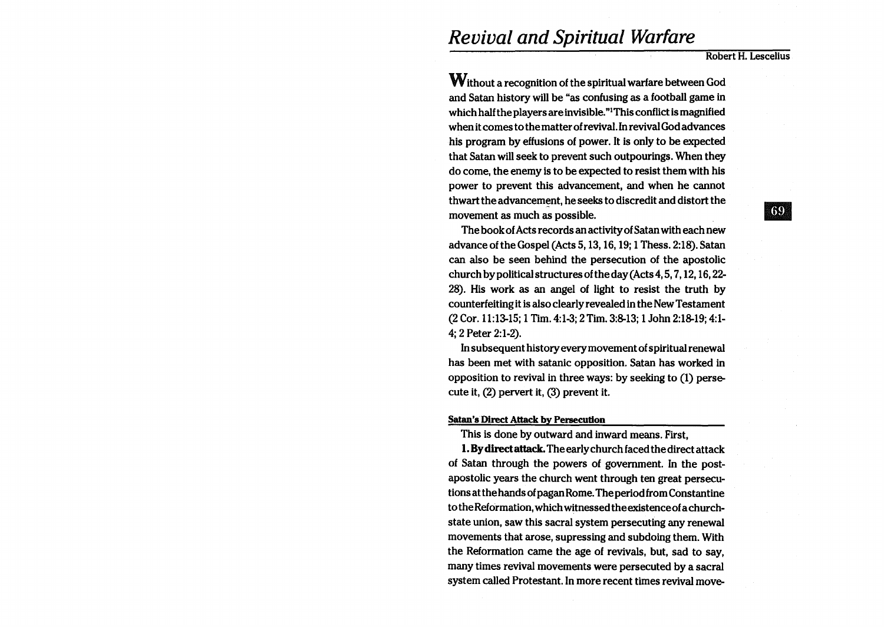# *Revival and Spiritual Warfare*

Robert H. Lescelius

**W**ithout a recognition of the spiritual warfare between God and Satan history will be "as confusing as a football game in which half the players are invisible."[1] This conflict is magnified when it comes to the matter of revival. In revival God advances his program by effusions of power. It is only to be expected that Satan will seek to prevent such outpourings. When they do come, the enemy is to be expected to resist them with his power to prevent this advancement, and when he cannot thwart the advancement, he seeks to discredit and distort the movement as much as possible.

The book of Acts records an activity of Satan with each new advance of the Gospel (Acts 5, 13, 16, 19; 1 Thess. 2:18). Satan can also be seen behind the persecution of the apostolic church by political structures of the day (Acts 4, 5, 7, 12, 16, 22-28). His work as an angel of light to resist the truth by counterfeiting it is also clearly revealed in the New Testament (2 Cor. 11:13-15; 1 Tim. 4:1-3; 2 Tim. 3:8-13; 1 John 2:18-19; 4:1-4; 2 Peter 2:1-2).

In subsequent history every movement of spiritual renewal has been met with satanic opposition. Satan has worked in opposition to revival in three ways: by seeking to (1) persecute it, (2) pervert it, (3) prevent it.

#### Satan's Direct Attack by Persecution

This is done by outward and inward means. First,

**1. By direct attack.** The early church faced the direct attack of Satan through the powers of government. In the post-apostolic years the church went through ten great persecutions at the hands of pagan Rome. The period from Constantine to the Reformation, which witnessed the existence of a church-state union, saw this sacral system persecuting any renewal movements that arose, supressing and subdoing them. With the Reformation came the age of revivals, but, sad to say, many times revival movements were persecuted by a sacral system called Protestant. In more recent times revival move-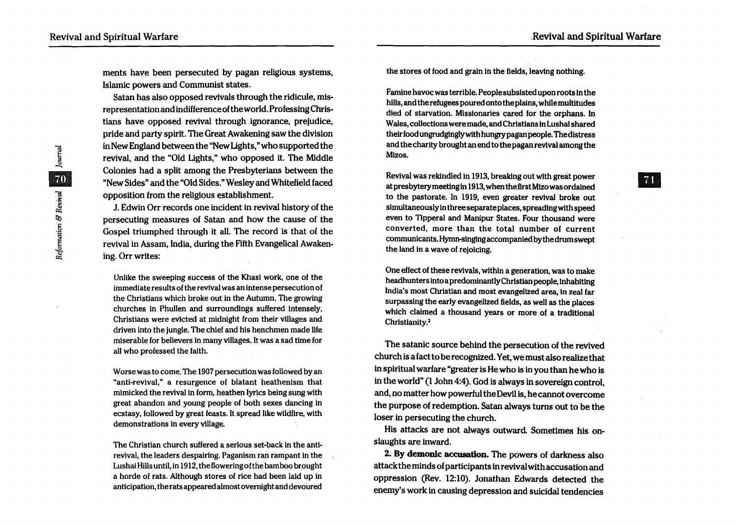ments have been persecuted by pagan religious systems, Islamic powers and Communist states.

Satan has also opposed revivals through the ridicule, misrepresentation and indifference of the world. Professing Christians have opposed revival through ignorance, prejudice, pride and party spirit. The Great Awakening saw the division in New England between the "New Lights," who supported the revival, and the "Old Lights," who opposed it. The Middle Colonies had a split among the Presbyterians between the "New Sides" and the "Old Sides." Wesley and Whitefield faced opposition from the religious establishment.

J. Edwin Orr records one incident in revival history of the persecuting measures of Satan and how the cause of the Gospel triumphed through it all. The record is that of the revival in Assam, India, during the Fifth Evangelical Awakening. Orr writes:

> Unlike the sweeping success of the Khasi work, one of the immediate results of the revival was an intense persecution of the Christians which broke out in the Autumn. The growing churches in Phullen and surroundings suffered intensely. Christians were evicted at midnight from their villages and driven into the jungle. The chief and his henchmen made life miserable for believers in many villages. It was a sad time for all who professed the faith.
>
> Worse was to come. The 1907 persecution was followed by an "anti-revival," a resurgence of blatant heathenism that mimicked the revival in form, heathen lyrics being sung with great abandon and young people of both sexes dancing in ecstasy, followed by great feasts. It spread like wildfire, with demonstrations in every village.
>
> The Christian church suffered a serious set-back in the anti-revival, the leaders despairing. Paganism ran rampant in the Lushai Hills until, in 1912, the flowering of the bamboo brought a horde of rats. Although stores of rice had been laid up in anticipation, the rats appeared almost overnight and devoured the stores of food and grain in the fields, leaving nothing.
>
> Famine havoc was terrible. People subsisted upon roots in the hills, and the refugees poured onto the plains, while multitudes died of starvation. Missionaries cared for the orphans. In Wales, collections were made, and Christians in Lushai shared their food ungrudgingly with hungry pagan people. The distress and the charity brought an end to the pagan revival among the Mizos.
>
> Revival was rekindled in 1913, breaking out with great power at presbytery meeting in 1913, when the first Mizo was ordained to the pastorate. In 1919, even greater revival broke out simultaneously in three separate places, spreading with speed even to Tipperal and Manipur States. Four thousand were converted, more than the total number of current communicants. Hymn-singing accompanied by the drum swept the land in a wave of rejoicing.
>
> One effect of these revivals, within a generation, was to make headhunters into a predominantly Christian people, inhabiting India's most Christian and most evangelized area, in zeal far surpassing the early evangelized fields, as well as the places which claimed a thousand years or more of a traditional Christianity.[2]

The satanic source behind the persecution of the revived church is a fact to be recognized. Yet, we must also realize that in spiritual warfare "greater is He who is in you than he who is in the world" (1 John 4:4). God is always in sovereign control, and, no matter how powerful the Devil is, he cannot overcome the purpose of redemption. Satan always turns out to be the loser in persecuting the church.

His attacks are not always outward. Sometimes his onslaughts are inward.

**2. By demonic accusation.** The powers of darkness also attack the minds of participants in revival with accusation and oppression (Rev. 12:10). Jonathan Edwards detected the enemy's work in causing depression and suicidal tendencies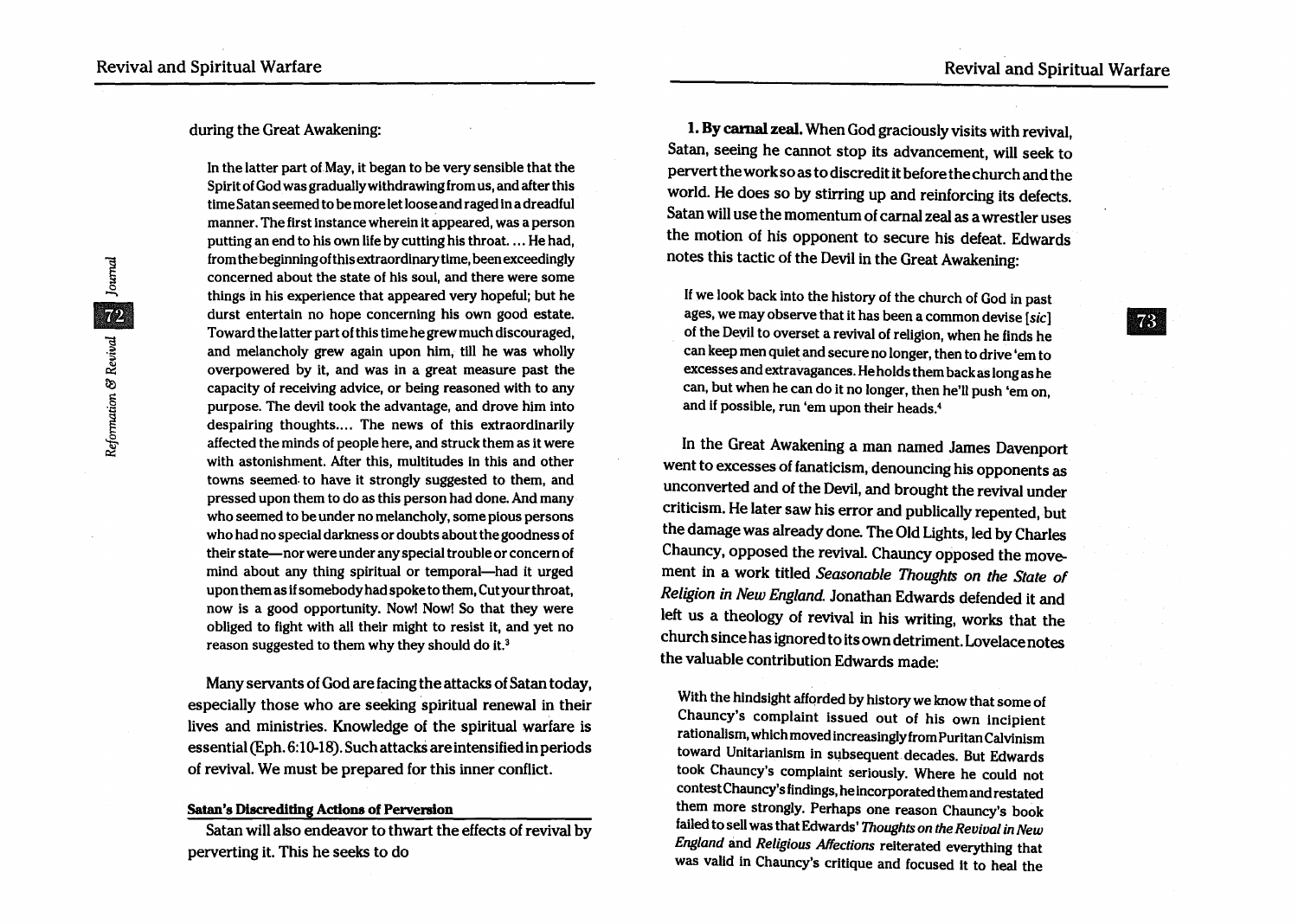during the Great Awakening:

> In the latter part of May, it began to be very sensible that the Spirit of God was gradually withdrawing from us, and after this time Satan seemed to be more let loose and raged in a dreadful manner. The first instance wherein it appeared, was a person putting an end to his own life by cutting his throat. ... He had, from the beginning of this extraordinary time, been exceedingly concerned about the state of his soul, and there were some things in his experience that appeared very hopeful; but he durst entertain no hope concerning his own good estate. Toward the latter part of this time he grew much discouraged, and melancholy grew again upon him, till he was wholly overpowered by it, and was in a great measure past the capacity of receiving advice, or being reasoned with to any purpose. The devil took the advantage, and drove him into despairing thoughts.... The news of this extraordinarily affected the minds of people here, and struck them as it were with astonishment. After this, multitudes in this and other towns seemed to have it strongly suggested to them, and pressed upon them to do as this person had done. And many who seemed to be under no melancholy, some pious persons who had no special darkness or doubts about the goodness of their state—nor were under any special trouble or concern of mind about any thing spiritual or temporal—had it urged upon them as if somebody had spoke to them, Cut your throat, now is a good opportunity. Now! Now! So that they were obliged to fight with all their might to resist it, and yet no reason suggested to them why they should do it.[3]

Many servants of God are facing the attacks of Satan today, especially those who are seeking spiritual renewal in their lives and ministries. Knowledge of the spiritual warfare is essential (Eph. 6:10-18). Such attacks are intensified in periods of revival. We must be prepared for this inner conflict.

**Satan's Discrediting Actions of Perversion**

Satan will also endeavor to thwart the effects of revival by perverting it. This he seeks to do

**1. By carnal zeal.** When God graciously visits with revival, Satan, seeing he cannot stop its advancement, will seek to pervert the work so as to discredit it before the church and the world. He does so by stirring up and reinforcing its defects. Satan will use the momentum of carnal zeal as a wrestler uses the motion of his opponent to secure his defeat. Edwards notes this tactic of the Devil in the Great Awakening:

> If we look back into the history of the church of God in past ages, we may observe that it has been a common devise [*sic*] of the Devil to overset a revival of religion, when he finds he can keep men quiet and secure no longer, then to drive 'em to excesses and extravagances. He holds them back as long as he can, but when he can do it no longer, then he'll push 'em on, and if possible, run 'em upon their heads.[4]

In the Great Awakening a man named James Davenport went to excesses of fanaticism, denouncing his opponents as unconverted and of the Devil, and brought the revival under criticism. He later saw his error and publically repented, but the damage was already done. The Old Lights, led by Charles Chauncy, opposed the revival. Chauncy opposed the movement in a work titled *Seasonable Thoughts on the State of Religion in New England.* Jonathan Edwards defended it and left us a theology of revival in his writing, works that the church since has ignored to its own detriment. Lovelace notes the valuable contribution Edwards made:

> With the hindsight afforded by history we know that some of Chauncy's complaint issued out of his own incipient rationalism, which moved increasingly from Puritan Calvinism toward Unitarianism in subsequent decades. But Edwards took Chauncy's complaint seriously. Where he could not contest Chauncy's findings, he incorporated them and restated them more strongly. Perhaps one reason Chauncy's book failed to sell was that Edwards' *Thoughts on the Revival in New England* and *Religious Affections* reiterated everything that was valid in Chauncy's critique and focused it to heal the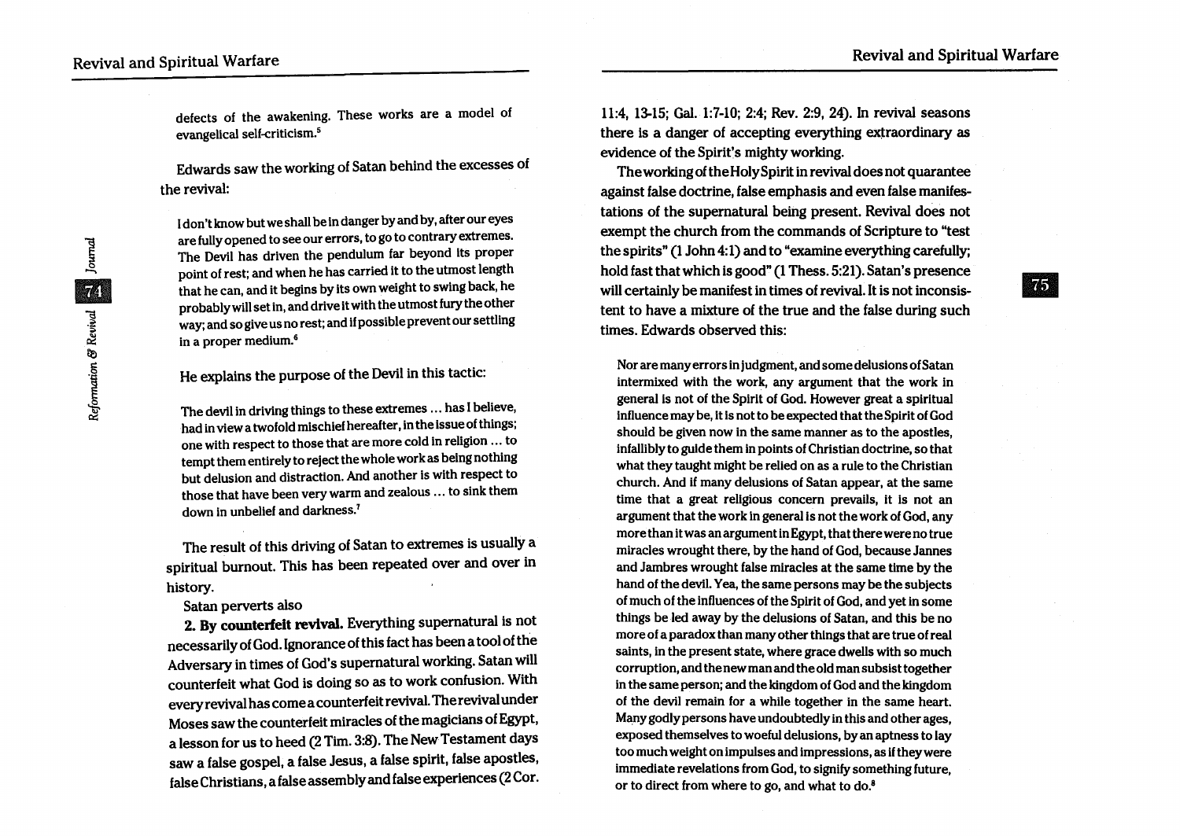defects of the awakening. These works are a model of evangelical self-criticism.[5]

Edwards saw the working of Satan behind the excesses of the revival:

> I don't know but we shall be in danger by and by, after our eyes are fully opened to see our errors, to go to contrary extremes. The Devil has driven the pendulum far beyond its proper point of rest; and when he has carried it to the utmost length that he can, and it begins by its own weight to swing back, he probably will set in, and drive it with the utmost fury the other way; and so give us no rest; and if possible prevent our settling in a proper medium.[6]

He explains the purpose of the Devil in this tactic:

> The devil in driving things to these extremes ... has I believe, had in view a twofold mischief hereafter, in the issue of things; one with respect to those that are more cold in religion ... to tempt them entirely to reject the whole work as being nothing but delusion and distraction. And another is with respect to those that have been very warm and zealous ... to sink them down in unbelief and darkness.[7]

The result of this driving of Satan to extremes is usually a spiritual burnout. This has been repeated over and over in history.

Satan perverts also

**2. By counterfeit revival.** Everything supernatural is not necessarily of God. Ignorance of this fact has been a tool of the Adversary in times of God's supernatural working. Satan will counterfeit what God is doing so as to work confusion. With every revival has come a counterfeit revival. The revival under Moses saw the counterfeit miracles of the magicians of Egypt, a lesson for us to heed (2 Tim. 3:8). The New Testament days saw a false gospel, a false Jesus, a false spirit, false apostles, false Christians, a false assembly and false experiences (2 Cor. 11:4, 13-15; Gal. 1:7-10; 2:4; Rev. 2:9, 24). In revival seasons there is a danger of accepting everything extraordinary as evidence of the Spirit's mighty working.

The working of the Holy Spirit in revival does not quarantee against false doctrine, false emphasis and even false manifestations of the supernatural being present. Revival does not exempt the church from the commands of Scripture to "test the spirits" (1 John 4:1) and to "examine everything carefully; hold fast that which is good" (1 Thess. 5:21). Satan's presence will certainly be manifest in times of revival. It is not inconsistent to have a mixture of the true and the false during such times. Edwards observed this:

> Nor are many errors in judgment, and some delusions of Satan intermixed with the work, any argument that the work in general is not of the Spirit of God. However great a spiritual influence may be, it is not to be expected that the Spirit of God should be given now in the same manner as to the apostles, infallibly to guide them in points of Christian doctrine, so that what they taught might be relied on as a rule to the Christian church. And if many delusions of Satan appear, at the same time that a great religious concern prevails, it is not an argument that the work in general is not the work of God, any more than it was an argument in Egypt, that there were no true miracles wrought there, by the hand of God, because Jannes and Jambres wrought false miracles at the same time by the hand of the devil. Yea, the same persons may be the subjects of much of the influences of the Spirit of God, and yet in some things be led away by the delusions of Satan, and this be no more of a paradox than many other things that are true of real saints, in the present state, where grace dwells with so much corruption, and the new man and the old man subsist together in the same person; and the kingdom of God and the kingdom of the devil remain for a while together in the same heart. Many godly persons have undoubtedly in this and other ages, exposed themselves to woeful delusions, by an aptness to lay too much weight on impulses and impressions, as if they were immediate revelations from God, to signify something future, or to direct from where to go, and what to do.[8]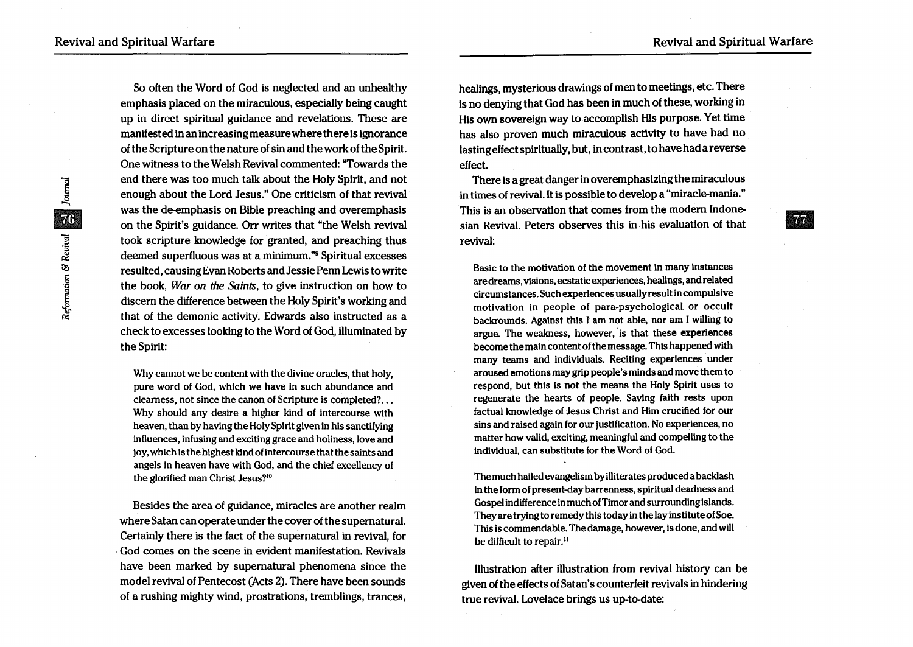So often the Word of God is neglected and an unhealthy emphasis placed on the miraculous, especially being caught up in direct spiritual guidance and revelations. These are manifested in an increasing measure where there is ignorance of the Scripture on the nature of sin and the work of the Spirit. One witness to the Welsh Revival commented: "Towards the end there was too much talk about the Holy Spirit, and not enough about the Lord Jesus." One criticism of that revival was the de-emphasis on Bible preaching and overemphasis on the Spirit's guidance. Orr writes that "the Welsh revival took scripture knowledge for granted, and preaching thus deemed superfluous was at a minimum."[9] Spiritual excesses resulted, causing Evan Roberts and Jessie Penn Lewis to write the book, *War on the Saints*, to give instruction on how to discern the difference between the Holy Spirit's working and that of the demonic activity. Edwards also instructed as a check to excesses looking to the Word of God, illuminated by the Spirit:

> Why cannot we be content with the divine oracles, that holy, pure word of God, which we have in such abundance and clearness, not since the canon of Scripture is completed?... Why should any desire a higher kind of intercourse with heaven, than by having the Holy Spirit given in his sanctifying influences, infusing and exciting grace and holiness, love and joy, which is the highest kind of intercourse that the saints and angels in heaven have with God, and the chief excellency of the glorified man Christ Jesus?[10]

Besides the area of guidance, miracles are another realm where Satan can operate under the cover of the supernatural. Certainly there is the fact of the supernatural in revival, for God comes on the scene in evident manifestation. Revivals have been marked by supernatural phenomena since the model revival of Pentecost (Acts 2). There have been sounds of a rushing mighty wind, prostrations, tremblings, trances, healings, mysterious drawings of men to meetings, etc. There is no denying that God has been in much of these, working in His own sovereign way to accomplish His purpose. Yet time has also proven much miraculous activity to have had no lasting effect spiritually, but, in contrast, to have had a reverse effect.

There is a great danger in overemphasizing the miraculous in times of revival. It is possible to develop a "miracle-mania." This is an observation that comes from the modern Indonesian Revival. Peters observes this in his evaluation of that revival:

> Basic to the motivation of the movement in many instances are dreams, visions, ecstatic experiences, healings, and related circumstances. Such experiences usually result in compulsive motivation in people of para-psychological or occult backrounds. Against this I am not able, nor am I willing to argue. The weakness, however, is that these experiences become the main content of the message. This happened with many teams and individuals. Reciting experiences under aroused emotions may grip people's minds and move them to respond, but this is not the means the Holy Spirit uses to regenerate the hearts of people. Saving faith rests upon factual knowledge of Jesus Christ and Him crucified for our sins and raised again for our justification. No experiences, no matter how valid, exciting, meaningful and compelling to the individual, can substitute for the Word of God.
>
> The much hailed evangelism by illiterates produced a backlash in the form of present-day barrenness, spiritual deadness and Gospel indifference in much of Timor and surrounding islands. They are trying to remedy this today in the lay institute of Soe. This is commendable. The damage, however, is done, and will be difficult to repair.[11]

Illustration after illustration from revival history can be given of the effects of Satan's counterfeit revivals in hindering true revival. Lovelace brings us up-to-date: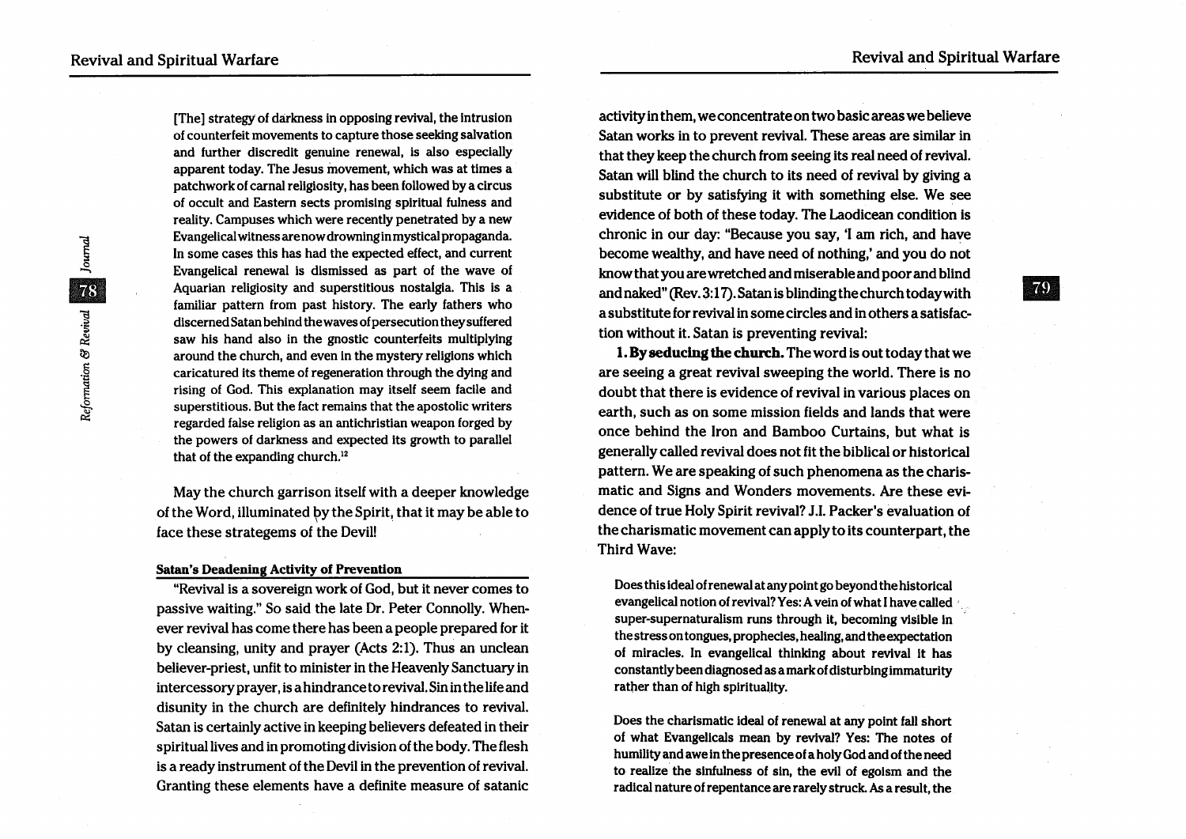> [The] strategy of darkness in opposing revival, the intrusion of counterfeit movements to capture those seeking salvation and further discredit genuine renewal, is also especially apparent today. The Jesus movement, which was at times a patchwork of carnal religiosity, has been followed by a circus of occult and Eastern sects promising spiritual fulness and reality. Campuses which were recently penetrated by a new Evangelical witness are now drowning in mystical propaganda. In some cases this has had the expected effect, and current Evangelical renewal is dismissed as part of the wave of Aquarian religiosity and superstitious nostalgia. This is a familiar pattern from past history. The early fathers who discerned Satan behind the waves of persecution they suffered saw his hand also in the gnostic counterfeits multiplying around the church, and even in the mystery religions which caricatured its theme of regeneration through the dying and rising of God. This explanation may itself seem facile and superstitious. But the fact remains that the apostolic writers regarded false religion as an antichristian weapon forged by the powers of darkness and expected its growth to parallel that of the expanding church.[12]

May the church garrison itself with a deeper knowledge of the Word, illuminated by the Spirit, that it may be able to face these strategems of the Devil!

### Satan's Deadening Activity of Prevention

"Revival is a sovereign work of God, but it never comes to passive waiting." So said the late Dr. Peter Connolly. Whenever revival has come there has been a people prepared for it by cleansing, unity and prayer (Acts 2:1). Thus an unclean believer-priest, unfit to minister in the Heavenly Sanctuary in intercessory prayer, is a hindrance to revival. Sin in the life and disunity in the church are definitely hindrances to revival. Satan is certainly active in keeping believers defeated in their spiritual lives and in promoting division of the body. The flesh is a ready instrument of the Devil in the prevention of revival. Granting these elements have a definite measure of satanic activity in them, we concentrate on two basic areas we believe Satan works in to prevent revival. These areas are similar in that they keep the church from seeing its real need of revival. Satan will blind the church to its need of revival by giving a substitute or by satisfying it with something else. We see evidence of both of these today. The Laodicean condition is chronic in our day: "Because you say, 'I am rich, and have become wealthy, and have need of nothing,' and you do not know that you are wretched and miserable and poor and blind and naked" (Rev. 3:17). Satan is blinding the church today with a substitute for revival in some circles and in others a satisfaction without it. Satan is preventing revival:

**1. By seducing the church.** The word is out today that we are seeing a great revival sweeping the world. There is no doubt that there is evidence of revival in various places on earth, such as on some mission fields and lands that were once behind the Iron and Bamboo Curtains, but what is generally called revival does not fit the biblical or historical pattern. We are speaking of such phenomena as the charismatic and Signs and Wonders movements. Are these evidence of true Holy Spirit revival? J.I. Packer's evaluation of the charismatic movement can apply to its counterpart, the Third Wave:

> Does this ideal of renewal at any point go beyond the historical evangelical notion of revival? Yes: A vein of what I have called super-supernaturalism runs through it, becoming visible in the stress on tongues, prophecies, healing, and the expectation of miracles. In evangelical thinking about revival it has constantly been diagnosed as a mark of disturbing immaturity rather than of high spirituality.
>
> Does the charismatic ideal of renewal at any point fall short of what Evangelicals mean by revival? Yes: The notes of humility and awe in the presence of a holy God and of the need to realize the sinfulness of sin, the evil of egoism and the radical nature of repentance are rarely struck. As a result, the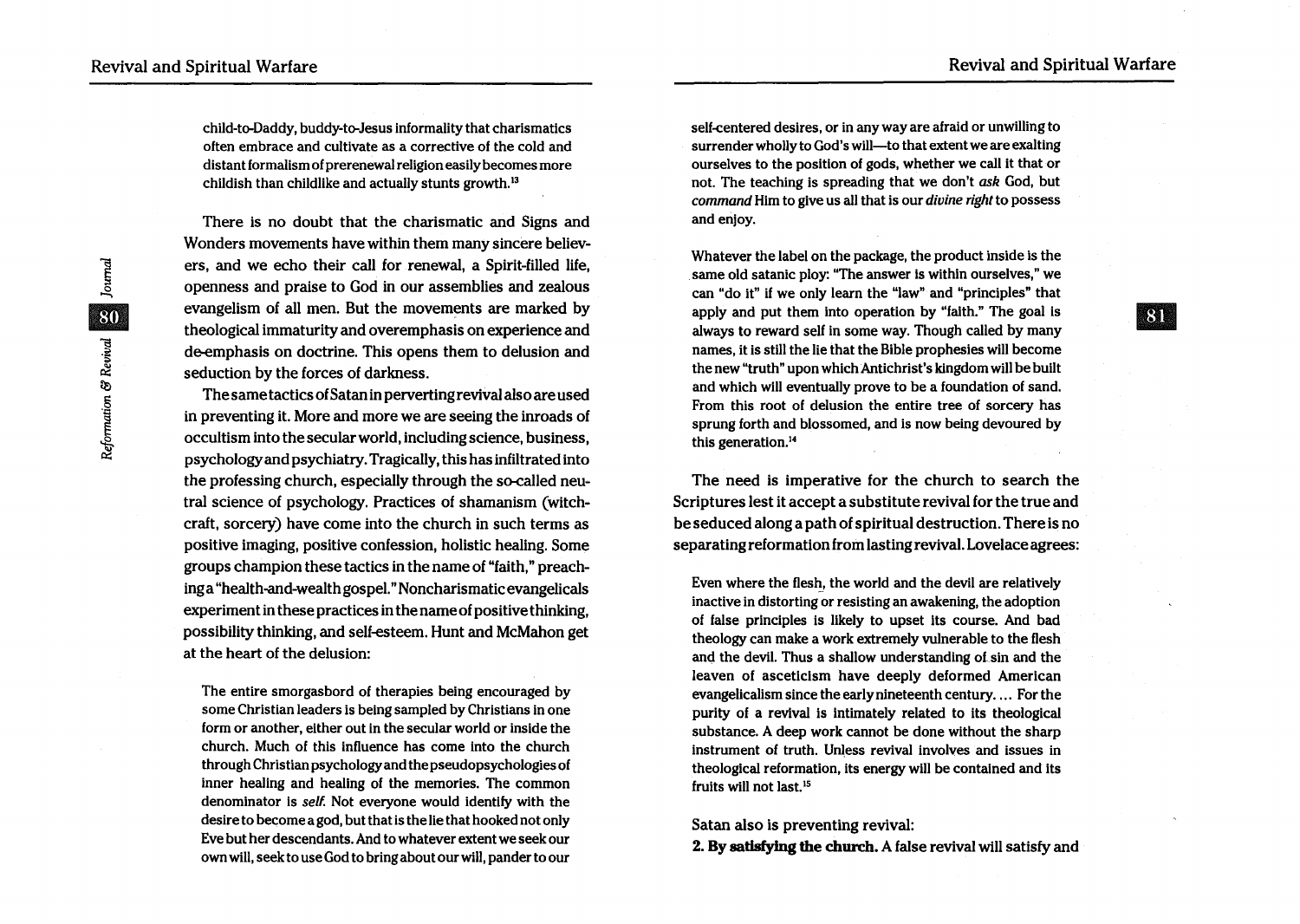> child-to-Daddy, buddy-to-Jesus informality that charismatics often embrace and cultivate as a corrective of the cold and distant formalism of prerenewal religion easily becomes more childish than childlike and actually stunts growth.[13]

There is no doubt that the charismatic and Signs and Wonders movements have within them many sincere believers, and we echo their call for renewal, a Spirit-filled life, openness and praise to God in our assemblies and zealous evangelism of all men. But the movements are marked by theological immaturity and overemphasis on experience and de-emphasis on doctrine. This opens them to delusion and seduction by the forces of darkness.

The same tactics of Satan in perverting revival also are used in preventing it. More and more we are seeing the inroads of occultism into the secular world, including science, business, psychology and psychiatry. Tragically, this has infiltrated into the professing church, especially through the so-called neutral science of psychology. Practices of shamanism (witchcraft, sorcery) have come into the church in such terms as positive imaging, positive confession, holistic healing. Some groups champion these tactics in the name of "faith," preaching a "health-and-wealth gospel." Noncharismatic evangelicals experiment in these practices in the name of positive thinking, possibility thinking, and self-esteem. Hunt and McMahon get at the heart of the delusion:

> The entire smorgasbord of therapies being encouraged by some Christian leaders is being sampled by Christians in one form or another, either out in the secular world or inside the church. Much of this influence has come into the church through Christian psychology and the pseudopsychologies of inner healing and healing of the memories. The common denominator is *self.* Not everyone would identify with the desire to become a god, but that is the lie that hooked not only Eve but her descendants. And to whatever extent we seek our own will, seek to use God to bring about our will, pander to our self-centered desires, or in any way are afraid or unwilling to surrender wholly to God's will—to that extent we are exalting ourselves to the position of gods, whether we call it that or not. The teaching is spreading that we don't *ask* God, but *command* Him to give us all that is our *divine right* to possess and enjoy.
>
> Whatever the label on the package, the product inside is the same old satanic ploy: "The answer is within ourselves," we can "do it" if we only learn the "law" and "principles" that apply and put them into operation by "faith." The goal is always to reward self in some way. Though called by many names, it is still the lie that the Bible prophesies will become the new "truth" upon which Antichrist's kingdom will be built and which will eventually prove to be a foundation of sand. From this root of delusion the entire tree of sorcery has sprung forth and blossomed, and is now being devoured by this generation.[14]

The need is imperative for the church to search the Scriptures lest it accept a substitute revival for the true and be seduced along a path of spiritual destruction. There is no separating reformation from lasting revival. Lovelace agrees:

> Even where the flesh, the world and the devil are relatively inactive in distorting or resisting an awakening, the adoption of false principles is likely to upset its course. And bad theology can make a work extremely vulnerable to the flesh and the devil. Thus a shallow understanding of sin and the leaven of asceticism have deeply deformed American evangelicalism since the early nineteenth century. ... For the purity of a revival is intimately related to its theological substance. A deep work cannot be done without the sharp instrument of truth. Unless revival involves and issues in theological reformation, its energy will be contained and its fruits will not last.[15]

Satan also is preventing revival:

**2. By satisfying the church.** A false revival will satisfy and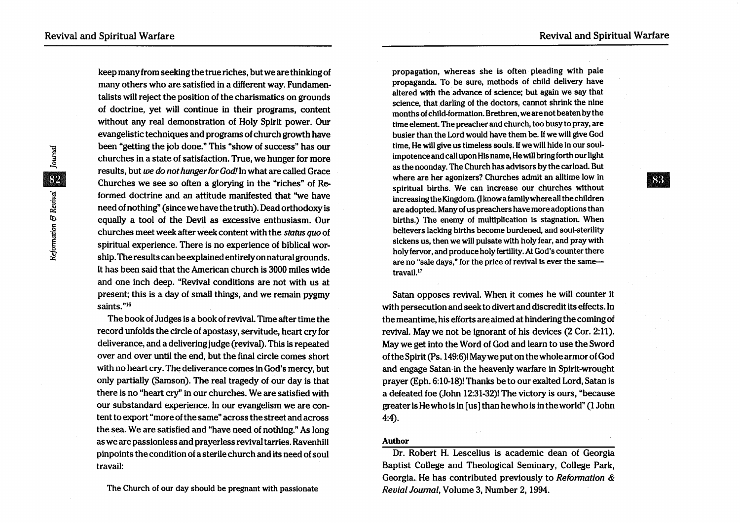keep many from seeking the true riches, but we are thinking of many others who are satisfied in a different way. Fundamentalists will reject the position of the charismatics on grounds of doctrine, yet will continue in their programs, content without any real demonstration of Holy Spirit power. Our evangelistic techniques and programs of church growth have been "getting the job done." This "show of success" has our churches in a state of satisfaction. True, we hunger for more results, but *we do not hunger for God!* In what are called Grace Churches we see so often a glorying in the "riches" of Reformed doctrine and an attitude manifested that "we have need of nothing" (since we have the truth). Dead orthodoxy is equally a tool of the Devil as excessive enthusiasm. Our churches meet week after week content with the *status quo* of spiritual experience. There is no experience of biblical worship. The results can be explained entirely on natural grounds. It has been said that the American church is 3000 miles wide and one inch deep. "Revival conditions are not with us at present; this is a day of small things, and we remain pygmy saints."[16]

The book of Judges is a book of revival. Time after time the record unfolds the circle of apostasy, servitude, heart cry for deliverance, and a delivering judge (revival). This is repeated over and over until the end, but the final circle comes short with no heart cry. The deliverance comes in God's mercy, but only partially (Samson). The real tragedy of our day is that there is no "heart cry" in our churches. We are satisfied with our substandard experience. In our evangelism we are content to export "more of the same" across the street and across the sea. We are satisfied and "have need of nothing." As long as we are passionless and prayerless revival tarries. Ravenhill pinpoints the condition of a sterile church and its need of soul travail:

> The Church of our day should be pregnant with passionate propagation, whereas she is often pleading with pale propaganda. To be sure, methods of child delivery have altered with the advance of science; but again we say that science, that darling of the doctors, cannot shrink the nine months of child-formation. Brethren, we are not beaten by the time element. The preacher and church, too busy to pray, are busier than the Lord would have them be. If we will give God time, He will give us timeless souls. If we will hide in our soul-impotence and call upon His name, He will bring forth our light as the noonday. The Church has advisors by the carload. But where are her agonizers? Churches admit an alltime low in spiritual births. We can increase our churches without increasing the Kingdom. (I know a family where all the children are adopted. Many of us preachers have more adoptions than births.) The enemy of multiplication is stagnation. When believers lacking births become burdened, and soul-sterility sickens us, then we will pulsate with holy fear, and pray with holy fervor, and produce holy fertility. At God's counter there are no "sale days," for the price of revival is ever the same—travail.[17]

Satan opposes revival. When it comes he will counter it with persecution and seek to divert and discredit its effects. In the meantime, his efforts are aimed at hindering the coming of revival. May we not be ignorant of his devices (2 Cor. 2:11). May we get into the Word of God and learn to use the Sword of the Spirit (Ps. 149:6)! May we put on the whole armor of God and engage Satan in the heavenly warfare in Spirit-wrought prayer (Eph. 6:10-18)! Thanks be to our exalted Lord, Satan is a defeated foe (John 12:31-32)! The victory is ours, "because greater is He who is in [us] than he who is in the world" (1 John 4:4).

### Author

Dr. Robert H. Lescelius is academic dean of Georgia Baptist College and Theological Seminary, College Park, Georgia. He has contributed previously to *Reformation & Revial Journal*, Volume 3, Number 2, 1994.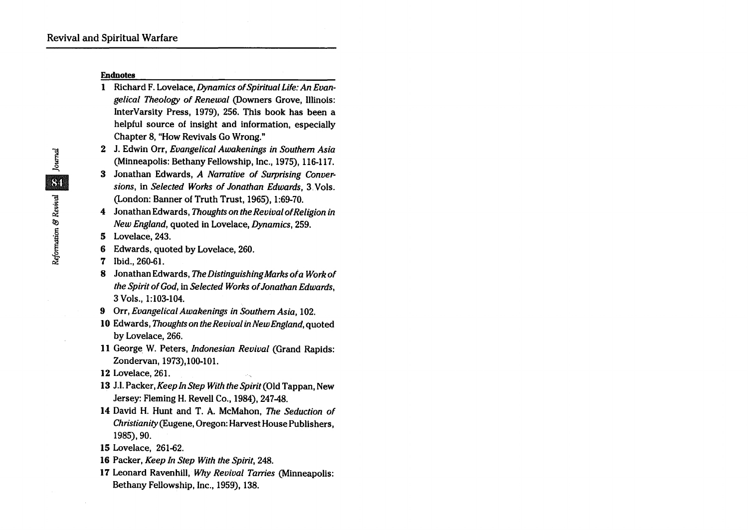**Endnotes**

1 Richard F. Lovelace, *Dynamics of Spiritual Life: An Evangelical Theology of Renewal* (Downers Grove, Illinois: InterVarsity Press, 1979), 256. This book has been a helpful source of insight and information, especially Chapter 8, "How Revivals Go Wrong."
2 J. Edwin Orr, *Evangelical Awakenings in Southern Asia* (Minneapolis: Bethany Fellowship, Inc., 1975), 116-117.
3 Jonathan Edwards, *A Narrative of Surprising Conversions*, in *Selected Works of Jonathan Edwards*, 3 Vols. (London: Banner of Truth Trust, 1965), 1:69-70.
4 Jonathan Edwards, *Thoughts on the Revival of Religion in New England*, quoted in Lovelace, *Dynamics*, 259.
5 Lovelace, 243.
6 Edwards, quoted by Lovelace, 260.
7 Ibid., 260-61.
8 Jonathan Edwards, *The Distinguishing Marks of a Work of the Spirit of God*, in *Selected Works of Jonathan Edwards*, 3 Vols., 1:103-104.
9 Orr, *Evangelical Awakenings in Southern Asia*, 102.
10 Edwards, *Thoughts on the Revival in New England*, quoted by Lovelace, 266.
11 George W. Peters, *Indonesian Revival* (Grand Rapids: Zondervan, 1973),100-101.
12 Lovelace, 261.
13 J.I. Packer, *Keep In Step With the Spirit* (Old Tappan, New Jersey: Fleming H. Revell Co., 1984), 247-48.
14 David H. Hunt and T. A. McMahon, *The Seduction of Christianity* (Eugene, Oregon: Harvest House Publishers, 1985), 90.
15 Lovelace, 261-62.
16 Packer, *Keep In Step With the Spirit*, 248.
17 Leonard Ravenhill, *Why Revival Tarries* (Minneapolis: Bethany Fellowship, Inc., 1959), 138.